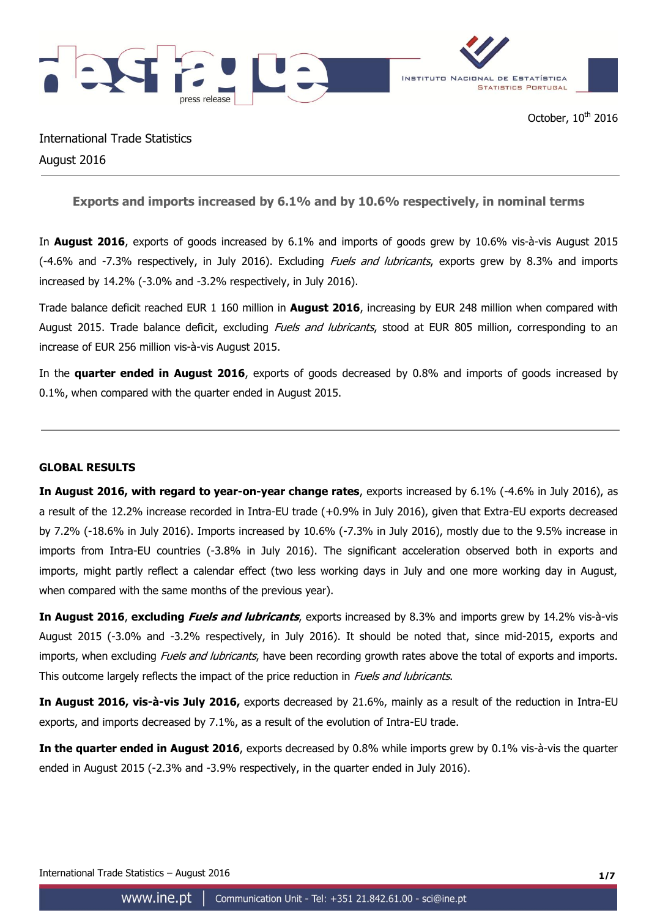October, 10th 2016

International Trade Statistics

August 2016

## Exports and imports increased by 6.1% and by 10.6% respectively, in nominal terms

In **August 2016**, exports of goods increased by 6.1% and imports of goods grew by 10.6% vis-à-vis August 2015 (-4.6% and -7.3% respectively, in July 2016). Excluding *Fuels and lubricants*, exports grew by 8.3% and imports increased by 14.2% (-3.0% and -3.2% respectively, in July 2016).

Trade balance deficit reached EUR 1 160 million in **August 2016**, increasing by EUR 248 million when compared with August 2015. Trade balance deficit, excluding *Fuels and lubricants*, stood at EUR 805 million, corresponding to an increase of EUR 256 million vis-à-vis August 2015.

In the **quarter ended in August 2016**, exports of goods decreased by 0.8% and imports of goods increased by 0.1%, when compared with the quarter ended in August 2015.

---

### GLOBAL RESULTS

**In August 2016, with regard to year-on-year change rates**, exports increased by 6.1% (-4.6% in July 2016), as a result of the 12.2% increase recorded in Intra-EU trade (+0.9% in July 2016), given that Extra-EU exports decreased by 7.2% (-18.6% in July 2016). Imports increased by 10.6% (-7.3% in July 2016), mostly due to the 9.5% increase in imports from Intra-EU countries (-3.8% in July 2016). The significant acceleration observed both in exports and imports, might partly reflect a calendar effect (two less working days in July and one more working day in August, when compared with the same months of the previous year).

**In August 2016**, **excluding *Fuels and lubricants***, exports increased by 8.3% and imports grew by 14.2% vis-à-vis August 2015 (-3.0% and -3.2% respectively, in July 2016). It should be noted that, since mid-2015, exports and imports, when excluding *Fuels and lubricants*, have been recording growth rates above the total of exports and imports. This outcome largely reflects the impact of the price reduction in *Fuels and lubricants*.

**In August 2016, vis-à-vis July 2016,** exports decreased by 21.6%, mainly as a result of the reduction in Intra-EU exports, and imports decreased by 7.1%, as a result of the evolution of Intra-EU trade.

**In the quarter ended in August 2016**, exports decreased by 0.8% while imports grew by 0.1% vis-à-vis the quarter ended in August 2015 (-2.3% and -3.9% respectively, in the quarter ended in July 2016).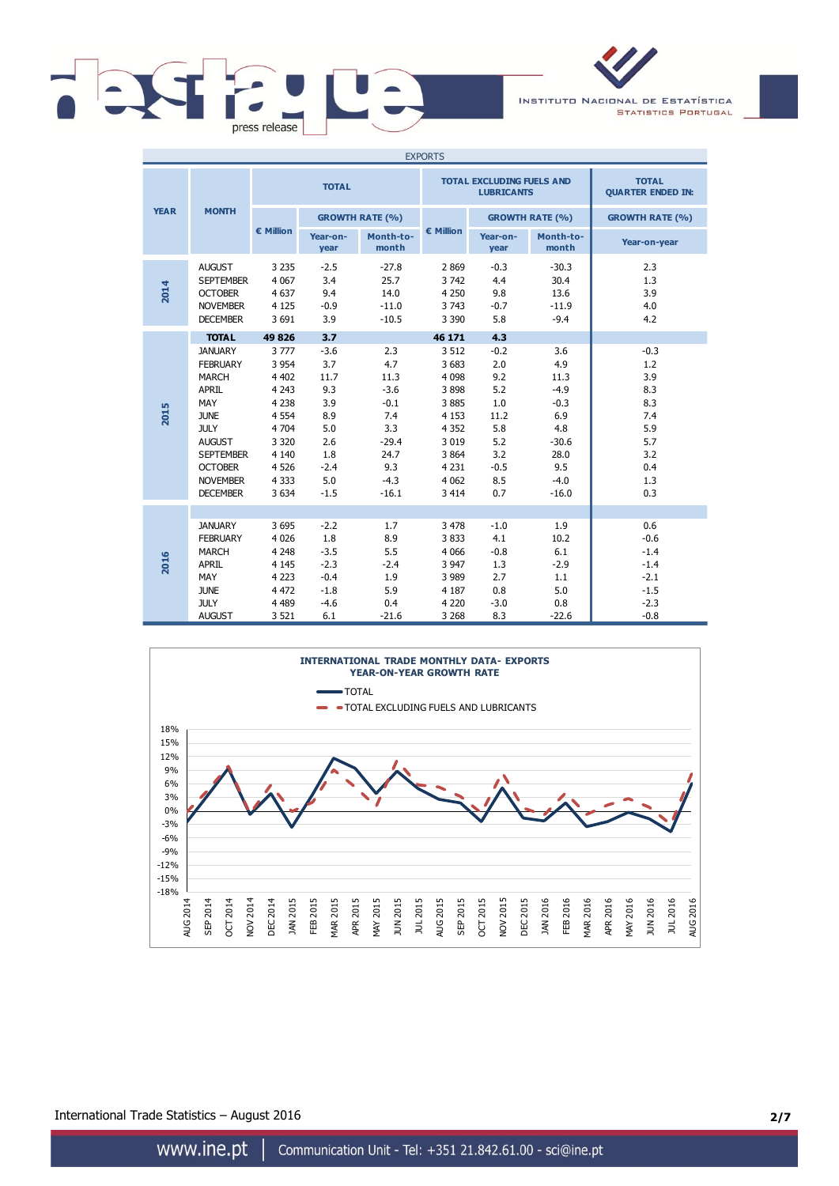| EXPORTS | | | | | | | | |
|---|---|---|---|---|---|---|---|---|
| YEAR | MONTH | TOTAL | | | TOTAL EXCLUDING FUELS AND LUBRICANTS | | | TOTAL QUARTER ENDED IN: |
| | | € Million | GROWTH RATE (%) | | € Million | GROWTH RATE (%) | | GROWTH RATE (%) |
| | | | Year-on-year | Month-to-month | | Year-on-year | Month-to-month | Year-on-year |
| 2014 | AUGUST | 3 235 | -2.5 | -27.8 | 2 869 | -0.3 | -30.3 | 2.3 |
| | SEPTEMBER | 4 067 | 3.4 | 25.7 | 3 742 | 4.4 | 30.4 | 1.3 |
| | OCTOBER | 4 637 | 9.4 | 14.0 | 4 250 | 9.8 | 13.6 | 3.9 |
| | NOVEMBER | 4 125 | -0.9 | -11.0 | 3 743 | -0.7 | -11.9 | 4.0 |
| | DECEMBER | 3 691 | 3.9 | -10.5 | 3 390 | 5.8 | -9.4 | 4.2 |
| | **TOTAL** | **49 826** | **3.7** | | **46 171** | **4.3** | | |
| 2015 | JANUARY | 3 777 | -3.6 | 2.3 | 3 512 | -0.2 | 3.6 | -0.3 |
| | FEBRUARY | 3 954 | 3.7 | 4.7 | 3 683 | 2.0 | 4.9 | 1.2 |
| | MARCH | 4 402 | 11.7 | 11.3 | 4 098 | 9.2 | 11.3 | 3.9 |
| | APRIL | 4 243 | 9.3 | -3.6 | 3 898 | 5.2 | -4.9 | 8.3 |
| | MAY | 4 238 | 3.9 | -0.1 | 3 885 | 1.0 | -0.3 | 8.3 |
| | JUNE | 4 554 | 8.9 | 7.4 | 4 153 | 11.2 | 6.9 | 7.4 |
| | JULY | 4 704 | 5.0 | 3.3 | 4 352 | 5.8 | 4.8 | 5.9 |
| | AUGUST | 3 320 | 2.6 | -29.4 | 3 019 | 5.2 | -30.6 | 5.7 |
| | SEPTEMBER | 4 140 | 1.8 | 24.7 | 3 864 | 3.2 | 28.0 | 3.2 |
| | OCTOBER | 4 526 | -2.4 | 9.3 | 4 231 | -0.5 | 9.5 | 0.4 |
| | NOVEMBER | 4 333 | 5.0 | -4.3 | 4 062 | 8.5 | -4.0 | 1.3 |
| | DECEMBER | 3 634 | -1.5 | -16.1 | 3 414 | 0.7 | -16.0 | 0.3 |
| 2016 | JANUARY | 3 695 | -2.2 | 1.7 | 3 478 | -1.0 | 1.9 | 0.6 |
| | FEBRUARY | 4 026 | 1.8 | 8.9 | 3 833 | 4.1 | 10.2 | -0.6 |
| | MARCH | 4 248 | -3.5 | 5.5 | 4 066 | -0.8 | 6.1 | -1.4 |
| | APRIL | 4 145 | -2.3 | -2.4 | 3 947 | 1.3 | -2.9 | -1.4 |
| | MAY | 4 223 | -0.4 | 1.9 | 3 989 | 2.7 | 1.1 | -2.1 |
| | JUNE | 4 472 | -1.8 | 5.9 | 4 187 | 0.8 | 5.0 | -1.5 |
| | JULY | 4 489 | -4.6 | 0.4 | 4 220 | -3.0 | 0.8 | -2.3 |
| | AUGUST | 3 521 | 6.1 | -21.6 | 3 268 | 8.3 | -22.6 | -0.8 |

**INTERNATIONAL TRADE MONTHLY DATA- EXPORTS**
**YEAR-ON-YEAR GROWTH RATE**

— TOTAL
- - TOTAL EXCLUDING FUELS AND LUBRICANTS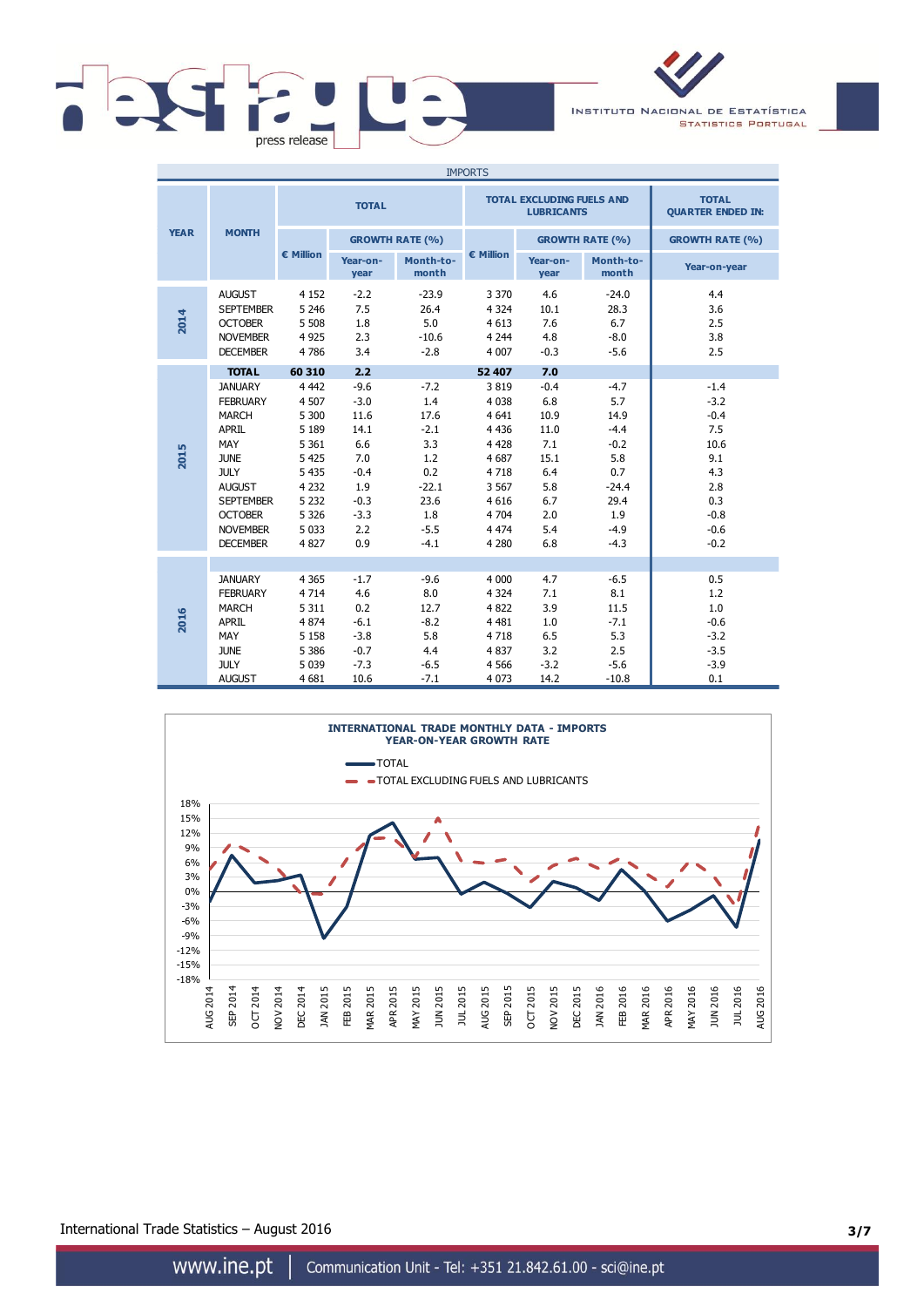IMPORTS

| YEAR | MONTH | TOTAL | | | TOTAL EXCLUDING FUELS AND LUBRICANTS | | | TOTAL QUARTER ENDED IN: |
|---|---|---|---|---|---|---|---|---|
| | | € Million | GROWTH RATE (%) | | € Million | GROWTH RATE (%) | | GROWTH RATE (%) |
| | | | Year-on-year | Month-to-month | | Year-on-year | Month-to-month | Year-on-year |
| 2014 | AUGUST | 4 152 | -2.2 | -23.9 | 3 370 | 4.6 | -24.0 | 4.4 |
| | SEPTEMBER | 5 246 | 7.5 | 26.4 | 4 324 | 10.1 | 28.3 | 3.6 |
| | OCTOBER | 5 508 | 1.8 | 5.0 | 4 613 | 7.6 | 6.7 | 2.5 |
| | NOVEMBER | 4 925 | 2.3 | -10.6 | 4 244 | 4.8 | -8.0 | 3.8 |
| | DECEMBER | 4 786 | 3.4 | -2.8 | 4 007 | -0.3 | -5.6 | 2.5 |
| 2015 | **TOTAL** | **60 310** | **2.2** | | **52 407** | **7.0** | | |
| | JANUARY | 4 442 | -9.6 | -7.2 | 3 819 | -0.4 | -4.7 | -1.4 |
| | FEBRUARY | 4 507 | -3.0 | 1.4 | 4 038 | 6.8 | 5.7 | -3.2 |
| | MARCH | 5 300 | 11.6 | 17.6 | 4 641 | 10.9 | 14.9 | -0.4 |
| | APRIL | 5 189 | 14.1 | -2.1 | 4 436 | 11.0 | -4.4 | 7.5 |
| | MAY | 5 361 | 6.6 | 3.3 | 4 428 | 7.1 | -0.2 | 10.6 |
| | JUNE | 5 425 | 7.0 | 1.2 | 4 687 | 15.1 | 5.8 | 9.1 |
| | JULY | 5 435 | -0.4 | 0.2 | 4 718 | 6.4 | 0.7 | 4.3 |
| | AUGUST | 4 232 | 1.9 | -22.1 | 3 567 | 5.8 | -24.4 | 2.8 |
| | SEPTEMBER | 5 232 | -0.3 | 23.6 | 4 616 | 6.7 | 29.4 | 0.3 |
| | OCTOBER | 5 326 | -3.3 | 1.8 | 4 704 | 2.0 | 1.9 | -0.8 |
| | NOVEMBER | 5 033 | 2.2 | -5.5 | 4 474 | 5.4 | -4.9 | -0.6 |
| | DECEMBER | 4 827 | 0.9 | -4.1 | 4 280 | 6.8 | -4.3 | -0.2 |
| 2016 | JANUARY | 4 365 | -1.7 | -9.6 | 4 000 | 4.7 | -6.5 | 0.5 |
| | FEBRUARY | 4 714 | 4.6 | 8.0 | 4 324 | 7.1 | 8.1 | 1.2 |
| | MARCH | 5 311 | 0.2 | 12.7 | 4 822 | 3.9 | 11.5 | 1.0 |
| | APRIL | 4 874 | -6.1 | -8.2 | 4 481 | 1.0 | -7.1 | -0.6 |
| | MAY | 5 158 | -3.8 | 5.8 | 4 718 | 6.5 | 5.3 | -3.2 |
| | JUNE | 5 386 | -0.7 | 4.4 | 4 837 | 3.2 | 2.5 | -3.5 |
| | JULY | 5 039 | -7.3 | -6.5 | 4 566 | -3.2 | -5.6 | -3.9 |
| | AUGUST | 4 681 | 10.6 | -7.1 | 4 073 | 14.2 | -10.8 | 0.1 |

**INTERNATIONAL TRADE MONTHLY DATA - IMPORTS**
**YEAR-ON-YEAR GROWTH RATE**

— TOTAL
- - TOTAL EXCLUDING FUELS AND LUBRICANTS

International Trade Statistics – August 2016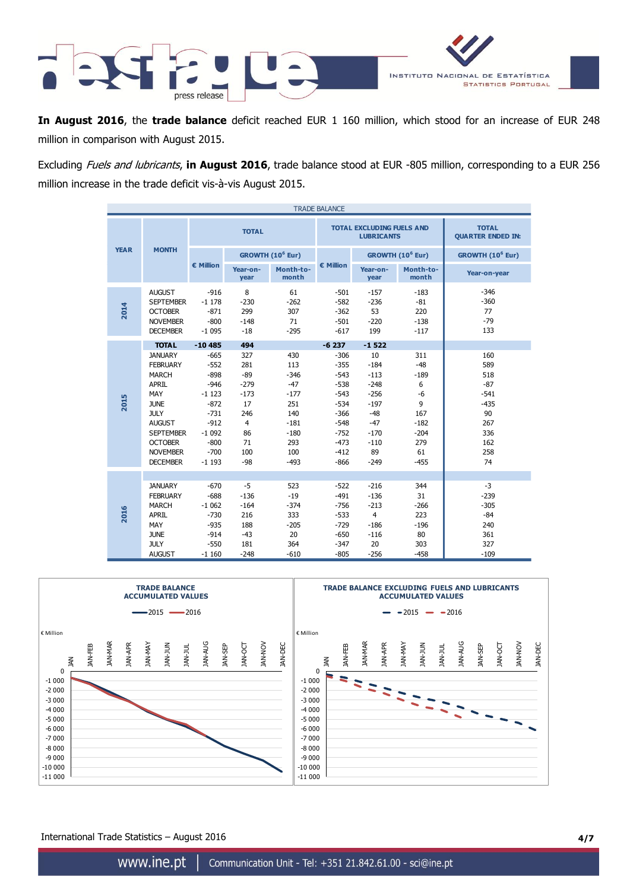In **August 2016**, the **trade balance** deficit reached EUR 1 160 million, which stood for an increase of EUR 248 million in comparison with August 2015.

Excluding *Fuels and lubricants*, **in August 2016**, trade balance stood at EUR -805 million, corresponding to a EUR 256 million increase in the trade deficit vis-à-vis August 2015.

TRADE BALANCE

| YEAR | MONTH | TOTAL | | | TOTAL EXCLUDING FUELS AND LUBRICANTS | | | TOTAL QUARTER ENDED IN: |
|---|---|---|---|---|---|---|---|---|
| | | € Million | GROWTH ($10^6$ Eur) | | € Million | GROWTH ($10^6$ Eur) | | GROWTH ($10^6$ Eur) |
| | | | Year-on-year | Month-to-month | | Year-on-year | Month-to-month | Year-on-year |
| 2014 | AUGUST | -916 | 8 | 61 | -501 | -157 | -183 | -346 |
| | SEPTEMBER | -1 178 | -230 | -262 | -582 | -236 | -81 | -360 |
| | OCTOBER | -871 | 299 | 307 | -362 | 53 | 220 | 77 |
| | NOVEMBER | -800 | -148 | 71 | -501 | -220 | -138 | -79 |
| | DECEMBER | -1 095 | -18 | -295 | -617 | 199 | -117 | 133 |
| | **TOTAL** | **-10 485** | **494** | | **-6 237** | **-1 522** | | |
| 2015 | JANUARY | -665 | 327 | 430 | -306 | 10 | 311 | 160 |
| | FEBRUARY | -552 | 281 | 113 | -355 | -184 | -48 | 589 |
| | MARCH | -898 | -89 | -346 | -543 | -113 | -189 | 518 |
| | APRIL | -946 | -279 | -47 | -538 | -248 | 6 | -87 |
| | MAY | -1 123 | -173 | -177 | -543 | -256 | -6 | -541 |
| | JUNE | -872 | 17 | 251 | -534 | -197 | 9 | -435 |
| | JULY | -731 | 246 | 140 | -366 | -48 | 167 | 90 |
| | AUGUST | -912 | 4 | -181 | -548 | -47 | -182 | 267 |
| | SEPTEMBER | -1 092 | 86 | -180 | -752 | -170 | -204 | 336 |
| | OCTOBER | -800 | 71 | 293 | -473 | -110 | 279 | 162 |
| | NOVEMBER | -700 | 100 | 100 | -412 | 89 | 61 | 258 |
| | DECEMBER | -1 193 | -98 | -493 | -866 | -249 | -455 | 74 |
| 2016 | JANUARY | -670 | -5 | 523 | -522 | -216 | 344 | -3 |
| | FEBRUARY | -688 | -136 | -19 | -491 | -136 | 31 | -239 |
| | MARCH | -1 062 | -164 | -374 | -756 | -213 | -266 | -305 |
| | APRIL | -730 | 216 | 333 | -533 | 4 | 223 | -84 |
| | MAY | -935 | 188 | -205 | -729 | -186 | -196 | 240 |
| | JUNE | -914 | -43 | 20 | -650 | -116 | 80 | 361 |
| | JULY | -550 | 181 | 364 | -347 | 20 | 303 | 327 |
| | AUGUST | -1 160 | -248 | -610 | -805 | -256 | -458 | -109 |

**TRADE BALANCE ACCUMULATED VALUES**

**TRADE BALANCE EXCLUDING FUELS AND LUBRICANTS ACCUMULATED VALUES**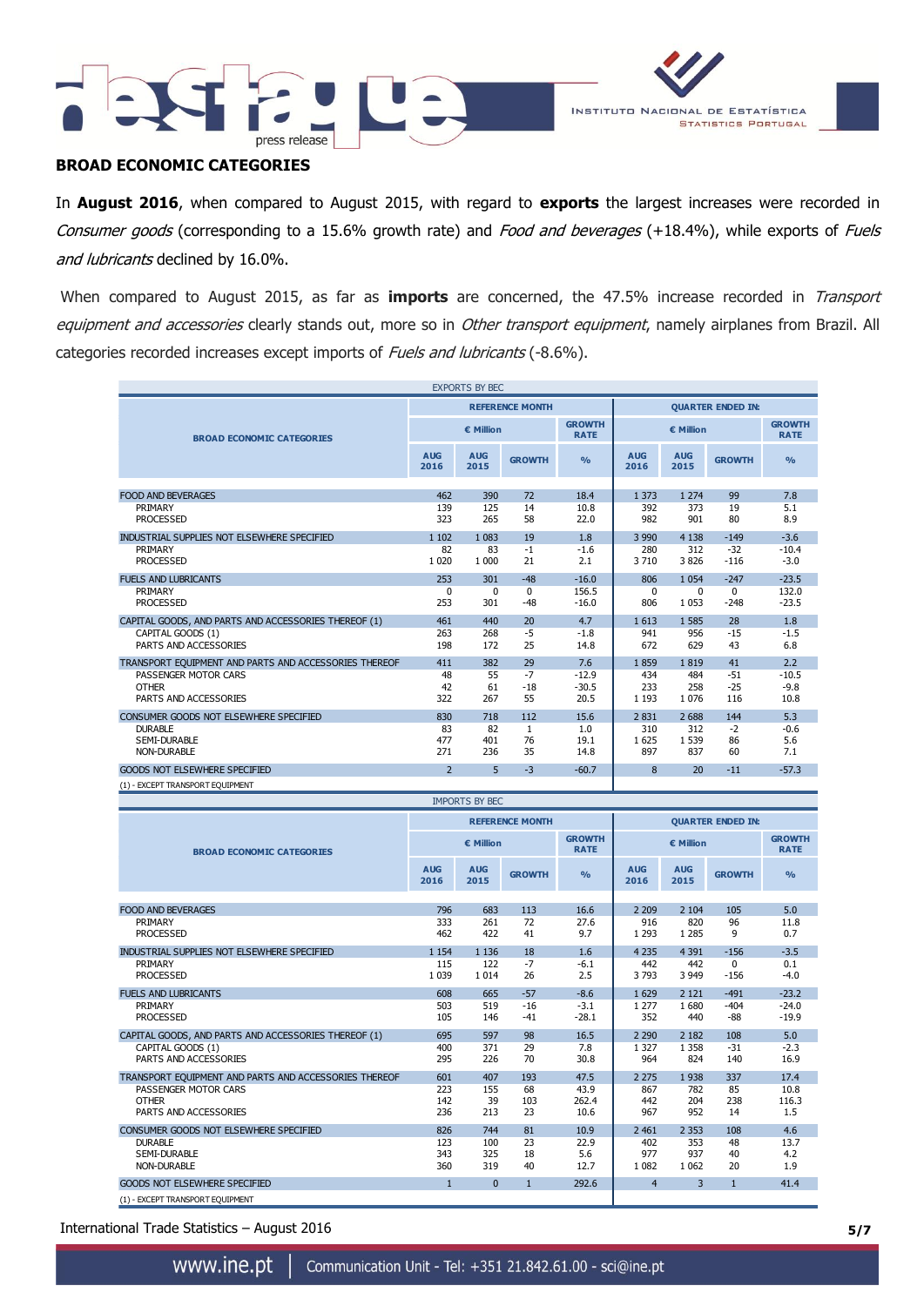## BROAD ECONOMIC CATEGORIES

In **August 2016**, when compared to August 2015, with regard to **exports** the largest increases were recorded in *Consumer goods* (corresponding to a 15.6% growth rate) and *Food and beverages* (+18.4%), while exports of *Fuels and lubricants* declined by 16.0%.

When compared to August 2015, as far as **imports** are concerned, the 47.5% increase recorded in *Transport equipment and accessories* clearly stands out, more so in *Other transport equipment*, namely airplanes from Brazil. All categories recorded increases except imports of *Fuels and lubricants* (-8.6%).

**EXPORTS BY BEC**

| BROAD ECONOMIC CATEGORIES | REFERENCE MONTH € Million | | | GROWTH RATE | QUARTER ENDED IN: € Million | | | GROWTH RATE |
|---|---|---|---|---|---|---|---|---|
| | AUG 2016 | AUG 2015 | GROWTH | % | AUG 2016 | AUG 2015 | GROWTH | % |
| FOOD AND BEVERAGES | 462 | 390 | 72 | 18.4 | 1 373 | 1 274 | 99 | 7.8 |
| PRIMARY | 139 | 125 | 14 | 10.8 | 392 | 373 | 19 | 5.1 |
| PROCESSED | 323 | 265 | 58 | 22.0 | 982 | 901 | 80 | 8.9 |
| INDUSTRIAL SUPPLIES NOT ELSEWHERE SPECIFIED | 1 102 | 1 083 | 19 | 1.8 | 3 990 | 4 138 | -149 | -3.6 |
| PRIMARY | 82 | 83 | -1 | -1.6 | 280 | 312 | -32 | -10.4 |
| PROCESSED | 1 020 | 1 000 | 21 | 2.1 | 3 710 | 3 826 | -116 | -3.0 |
| FUELS AND LUBRICANTS | 253 | 301 | -48 | -16.0 | 806 | 1 054 | -247 | -23.5 |
| PRIMARY | 0 | 0 | 0 | 156.5 | 0 | 0 | 0 | 132.0 |
| PROCESSED | 253 | 301 | -48 | -16.0 | 806 | 1 053 | -248 | -23.5 |
| CAPITAL GOODS, AND PARTS AND ACCESSORIES THEREOF (1) | 461 | 440 | 20 | 4.7 | 1 613 | 1 585 | 28 | 1.8 |
| CAPITAL GOODS (1) | 263 | 268 | -5 | -1.8 | 941 | 956 | -15 | -1.5 |
| PARTS AND ACCESSORIES | 198 | 172 | 25 | 14.8 | 672 | 629 | 43 | 6.8 |
| TRANSPORT EQUIPMENT AND PARTS AND ACCESSORIES THEREOF | 411 | 382 | 29 | 7.6 | 1 859 | 1 819 | 41 | 2.2 |
| PASSENGER MOTOR CARS | 48 | 55 | -7 | -12.9 | 434 | 484 | -51 | -10.5 |
| OTHER | 42 | 61 | -18 | -30.5 | 233 | 258 | -25 | -9.8 |
| PARTS AND ACCESSORIES | 322 | 267 | 55 | 20.5 | 1 193 | 1 076 | 116 | 10.8 |
| CONSUMER GOODS NOT ELSEWHERE SPECIFIED | 830 | 718 | 112 | 15.6 | 2 831 | 2 688 | 144 | 5.3 |
| DURABLE | 83 | 82 | 1 | 1.0 | 310 | 312 | -2 | -0.6 |
| SEMI-DURABLE | 477 | 401 | 76 | 19.1 | 1 625 | 1 539 | 86 | 5.6 |
| NON-DURABLE | 271 | 236 | 35 | 14.8 | 897 | 837 | 60 | 7.1 |
| GOODS NOT ELSEWHERE SPECIFIED | 2 | 5 | -3 | -60.7 | 8 | 20 | -11 | -57.3 |

(1) - EXCEPT TRANSPORT EQUIPMENT

**IMPORTS BY BEC**

| BROAD ECONOMIC CATEGORIES | REFERENCE MONTH € Million | | | GROWTH RATE | QUARTER ENDED IN: € Million | | | GROWTH RATE |
|---|---|---|---|---|---|---|---|---|
| | AUG 2016 | AUG 2015 | GROWTH | % | AUG 2016 | AUG 2015 | GROWTH | % |
| FOOD AND BEVERAGES | 796 | 683 | 113 | 16.6 | 2 209 | 2 104 | 105 | 5.0 |
| PRIMARY | 333 | 261 | 72 | 27.6 | 916 | 820 | 96 | 11.8 |
| PROCESSED | 462 | 422 | 41 | 9.7 | 1 293 | 1 285 | 9 | 0.7 |
| INDUSTRIAL SUPPLIES NOT ELSEWHERE SPECIFIED | 1 154 | 1 136 | 18 | 1.6 | 4 235 | 4 391 | -156 | -3.5 |
| PRIMARY | 115 | 122 | -7 | -6.1 | 442 | 442 | 0 | 0.1 |
| PROCESSED | 1 039 | 1 014 | 26 | 2.5 | 3 793 | 3 949 | -156 | -4.0 |
| FUELS AND LUBRICANTS | 608 | 665 | -57 | -8.6 | 1 629 | 2 121 | -491 | -23.2 |
| PRIMARY | 503 | 519 | -16 | -3.1 | 1 277 | 1 680 | -404 | -24.0 |
| PROCESSED | 105 | 146 | -41 | -28.1 | 352 | 440 | -88 | -19.9 |
| CAPITAL GOODS, AND PARTS AND ACCESSORIES THEREOF (1) | 695 | 597 | 98 | 16.5 | 2 290 | 2 182 | 108 | 5.0 |
| CAPITAL GOODS (1) | 400 | 371 | 29 | 7.8 | 1 327 | 1 358 | -31 | -2.3 |
| PARTS AND ACCESSORIES | 295 | 226 | 70 | 30.8 | 964 | 824 | 140 | 16.9 |
| TRANSPORT EQUIPMENT AND PARTS AND ACCESSORIES THEREOF | 601 | 407 | 193 | 47.5 | 2 275 | 1 938 | 337 | 17.4 |
| PASSENGER MOTOR CARS | 223 | 155 | 68 | 43.9 | 867 | 782 | 85 | 10.8 |
| OTHER | 142 | 39 | 103 | 262.4 | 442 | 204 | 238 | 116.3 |
| PARTS AND ACCESSORIES | 236 | 213 | 23 | 10.6 | 967 | 952 | 14 | 1.5 |
| CONSUMER GOODS NOT ELSEWHERE SPECIFIED | 826 | 744 | 81 | 10.9 | 2 461 | 2 353 | 108 | 4.6 |
| DURABLE | 123 | 100 | 23 | 22.9 | 402 | 353 | 48 | 13.7 |
| SEMI-DURABLE | 343 | 325 | 18 | 5.6 | 977 | 937 | 40 | 4.2 |
| NON-DURABLE | 360 | 319 | 40 | 12.7 | 1 082 | 1 062 | 20 | 1.9 |
| GOODS NOT ELSEWHERE SPECIFIED | 1 | 0 | 1 | 292.6 | 4 | 3 | 1 | 41.4 |

(1) - EXCEPT TRANSPORT EQUIPMENT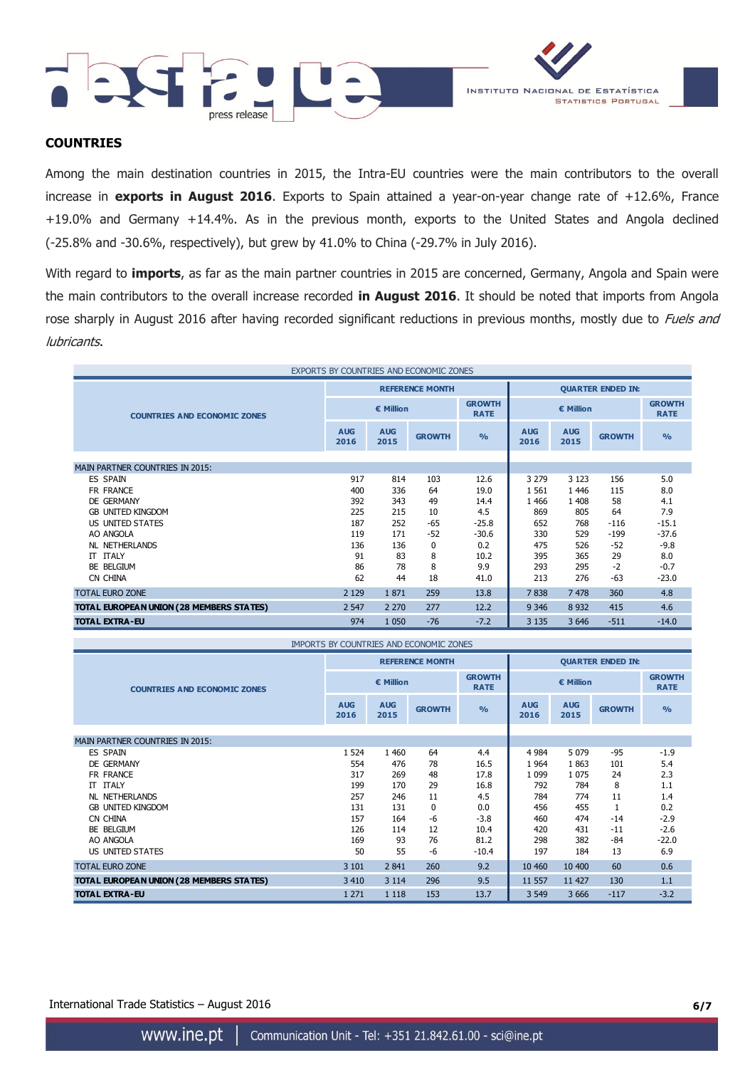## COUNTRIES

Among the main destination countries in 2015, the Intra-EU countries were the main contributors to the overall increase in **exports in August 2016**. Exports to Spain attained a year-on-year change rate of +12.6%, France +19.0% and Germany +14.4%. As in the previous month, exports to the United States and Angola declined (-25.8% and -30.6%, respectively), but grew by 41.0% to China (-29.7% in July 2016).

With regard to **imports**, as far as the main partner countries in 2015 are concerned, Germany, Angola and Spain were the main contributors to the overall increase recorded **in August 2016**. It should be noted that imports from Angola rose sharply in August 2016 after having recorded significant reductions in previous months, mostly due to *Fuels and lubricants*.

EXPORTS BY COUNTRIES AND ECONOMIC ZONES

| COUNTRIES AND ECONOMIC ZONES | REFERENCE MONTH | | | | QUARTER ENDED IN: | | | |
|---|---|---|---|---|---|---|---|---|
| | € Million | | | GROWTH RATE | € Million | | | GROWTH RATE |
| | AUG 2016 | AUG 2015 | GROWTH | % | AUG 2016 | AUG 2015 | GROWTH | % |
| MAIN PARTNER COUNTRIES IN 2015: | | | | | | | | |
| ES SPAIN | 917 | 814 | 103 | 12.6 | 3 279 | 3 123 | 156 | 5.0 |
| FR FRANCE | 400 | 336 | 64 | 19.0 | 1 561 | 1 446 | 115 | 8.0 |
| DE GERMANY | 392 | 343 | 49 | 14.4 | 1 466 | 1 408 | 58 | 4.1 |
| GB UNITED KINGDOM | 225 | 215 | 10 | 4.5 | 869 | 805 | 64 | 7.9 |
| US UNITED STATES | 187 | 252 | -65 | -25.8 | 652 | 768 | -116 | -15.1 |
| AO ANGOLA | 119 | 171 | -52 | -30.6 | 330 | 529 | -199 | -37.6 |
| NL NETHERLANDS | 136 | 136 | 0 | 0.2 | 475 | 526 | -52 | -9.8 |
| IT ITALY | 91 | 83 | 8 | 10.2 | 395 | 365 | 29 | 8.0 |
| BE BELGIUM | 86 | 78 | 8 | 9.9 | 293 | 295 | -2 | -0.7 |
| CN CHINA | 62 | 44 | 18 | 41.0 | 213 | 276 | -63 | -23.0 |
| TOTAL EURO ZONE | 2 129 | 1 871 | 259 | 13.8 | 7 838 | 7 478 | 360 | 4.8 |
| **TOTAL EUROPEAN UNION (28 MEMBERS STATES)** | 2 547 | 2 270 | 277 | 12.2 | 9 346 | 8 932 | 415 | 4.6 |
| **TOTAL EXTRA-EU** | 974 | 1 050 | -76 | -7.2 | 3 135 | 3 646 | -511 | -14.0 |

IMPORTS BY COUNTRIES AND ECONOMIC ZONES

| COUNTRIES AND ECONOMIC ZONES | REFERENCE MONTH | | | | QUARTER ENDED IN: | | | |
|---|---|---|---|---|---|---|---|---|
| | € Million | | | GROWTH RATE | € Million | | | GROWTH RATE |
| | AUG 2016 | AUG 2015 | GROWTH | % | AUG 2016 | AUG 2015 | GROWTH | % |
| MAIN PARTNER COUNTRIES IN 2015: | | | | | | | | |
| ES SPAIN | 1 524 | 1 460 | 64 | 4.4 | 4 984 | 5 079 | -95 | -1.9 |
| DE GERMANY | 554 | 476 | 78 | 16.5 | 1 964 | 1 863 | 101 | 5.4 |
| FR FRANCE | 317 | 269 | 48 | 17.8 | 1 099 | 1 075 | 24 | 2.3 |
| IT ITALY | 199 | 170 | 29 | 16.8 | 792 | 784 | 8 | 1.1 |
| NL NETHERLANDS | 257 | 246 | 11 | 4.5 | 784 | 774 | 11 | 1.4 |
| GB UNITED KINGDOM | 131 | 131 | 0 | 0.0 | 456 | 455 | 1 | 0.2 |
| CN CHINA | 157 | 164 | -6 | -3.8 | 460 | 474 | -14 | -2.9 |
| BE BELGIUM | 126 | 114 | 12 | 10.4 | 420 | 431 | -11 | -2.6 |
| AO ANGOLA | 169 | 93 | 76 | 81.2 | 298 | 382 | -84 | -22.0 |
| US UNITED STATES | 50 | 55 | -6 | -10.4 | 197 | 184 | 13 | 6.9 |
| TOTAL EURO ZONE | 3 101 | 2 841 | 260 | 9.2 | 10 460 | 10 400 | 60 | 0.6 |
| **TOTAL EUROPEAN UNION (28 MEMBERS STATES)** | 3 410 | 3 114 | 296 | 9.5 | 11 557 | 11 427 | 130 | 1.1 |
| **TOTAL EXTRA-EU** | 1 271 | 1 118 | 153 | 13.7 | 3 549 | 3 666 | -117 | -3.2 |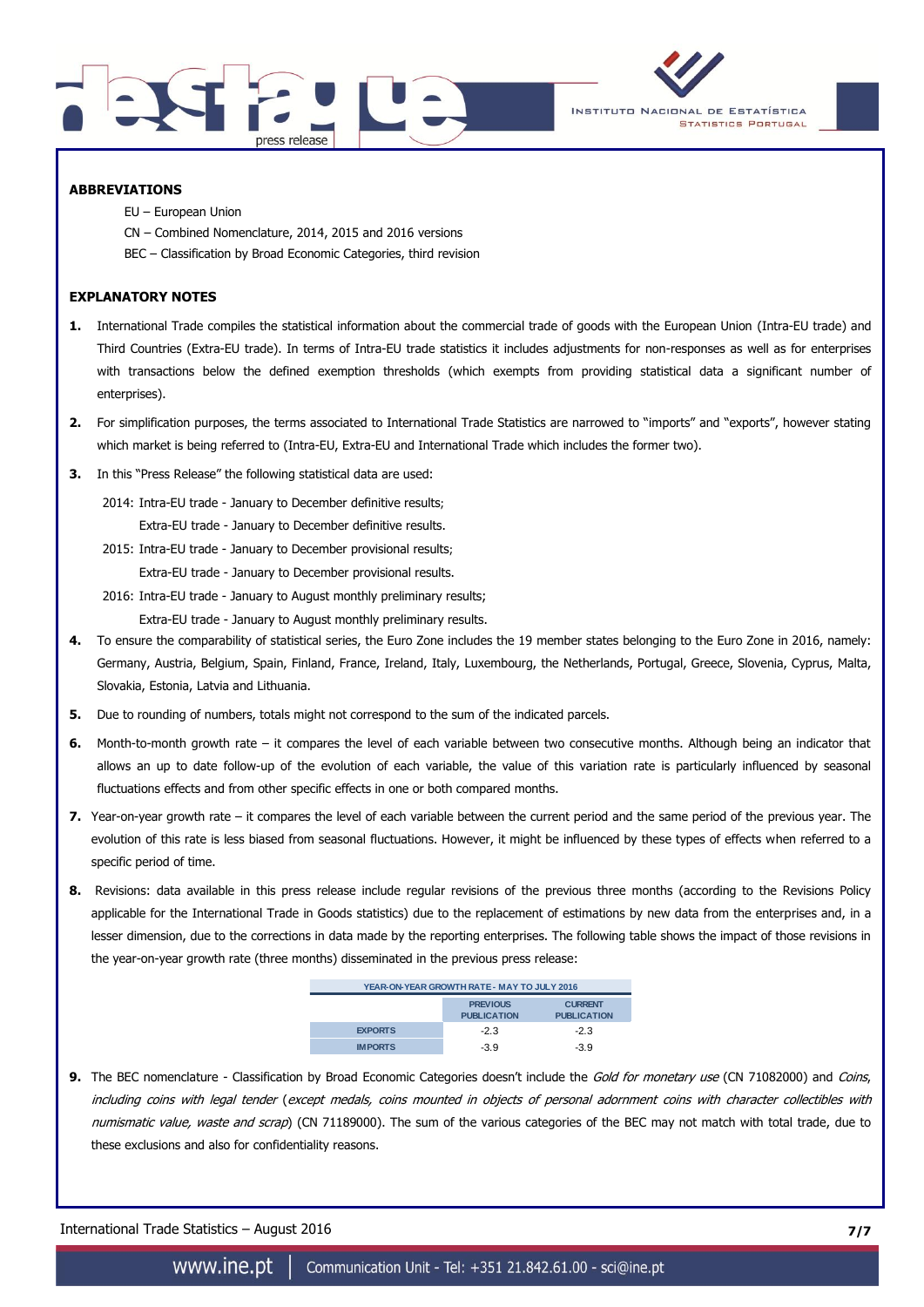## ABBREVIATIONS

EU – European Union

CN – Combined Nomenclature, 2014, 2015 and 2016 versions

BEC – Classification by Broad Economic Categories, third revision

## EXPLANATORY NOTES

1. International Trade compiles the statistical information about the commercial trade of goods with the European Union (Intra-EU trade) and Third Countries (Extra-EU trade). In terms of Intra-EU trade statistics it includes adjustments for non-responses as well as for enterprises with transactions below the defined exemption thresholds (which exempts from providing statistical data a significant number of enterprises).

2. For simplification purposes, the terms associated to International Trade Statistics are narrowed to "imports" and "exports", however stating which market is being referred to (Intra-EU, Extra-EU and International Trade which includes the former two).

3. In this "Press Release" the following statistical data are used:

   2014: Intra-EU trade - January to December definitive results;
   Extra-EU trade - January to December definitive results.

   2015: Intra-EU trade - January to December provisional results;
   Extra-EU trade - January to December provisional results.

   2016: Intra-EU trade - January to August monthly preliminary results;
   Extra-EU trade - January to August monthly preliminary results.

4. To ensure the comparability of statistical series, the Euro Zone includes the 19 member states belonging to the Euro Zone in 2016, namely: Germany, Austria, Belgium, Spain, Finland, France, Ireland, Italy, Luxembourg, the Netherlands, Portugal, Greece, Slovenia, Cyprus, Malta, Slovakia, Estonia, Latvia and Lithuania.

5. Due to rounding of numbers, totals might not correspond to the sum of the indicated parcels.

6. Month-to-month growth rate – it compares the level of each variable between two consecutive months. Although being an indicator that allows an up to date follow-up of the evolution of each variable, the value of this variation rate is particularly influenced by seasonal fluctuations effects and from other specific effects in one or both compared months.

7. Year-on-year growth rate – it compares the level of each variable between the current period and the same period of the previous year. The evolution of this rate is less biased from seasonal fluctuations. However, it might be influenced by these types of effects when referred to a specific period of time.

8. Revisions: data available in this press release include regular revisions of the previous three months (according to the Revisions Policy applicable for the International Trade in Goods statistics) due to the replacement of estimations by new data from the enterprises and, in a lesser dimension, due to the corrections in data made by the reporting enterprises. The following table shows the impact of those revisions in the year-on-year growth rate (three months) disseminated in the previous press release:

YEAR-ON-YEAR GROWTH RATE - MAY TO JULY 2016

| | PREVIOUS PUBLICATION | CURRENT PUBLICATION |
|---|---|---|
| EXPORTS | -2.3 | -2.3 |
| IMPORTS | -3.9 | -3.9 |

9. The BEC nomenclature - Classification by Broad Economic Categories doesn't include the *Gold for monetary use* (CN 71082000) and *Coins, including coins with legal tender* (*except medals, coins mounted in objects of personal adornment coins with character collectibles with numismatic value, waste and scrap*) (CN 71189000). The sum of the various categories of the BEC may not match with total trade, due to these exclusions and also for confidentiality reasons.